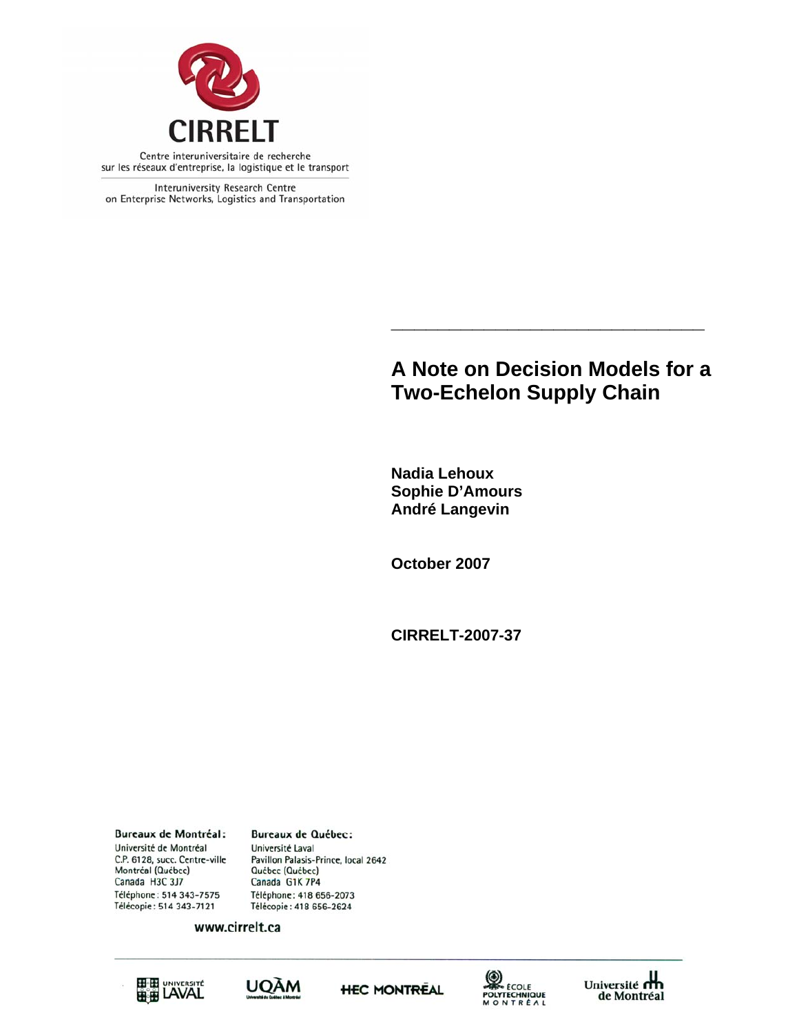CIRRELT

Centre interuniversitaire de recherche sur les réseaux d'entreprise, la logistique et le transport

Interuniversity Research Centre on Enterprise Networks, Logistics and Transportation

# A Note on Decision Models for a Two-Echelon Supply Chain

**Nadia Lehoux**
**Sophie D'Amours**
**André Langevin**

**October 2007**

**CIRRELT-2007-37**

**Bureaux de Montréal :**
Université de Montréal
C.P. 6128, succ. Centre-ville
Montréal (Québec)
Canada H3C 3J7
Téléphone : 514 343-7575
Télécopie : 514 343-7121

**Bureaux de Québec :**
Université Laval
Pavillon Palasis-Prince, local 2642
Québec (Québec)
Canada G1K 7P4
Téléphone : 418 656-2073
Télécopie : 418 656-2624

www.cirrelt.ca

Université Laval · UQÀM · HEC Montréal · École Polytechnique Montréal · Université de Montréal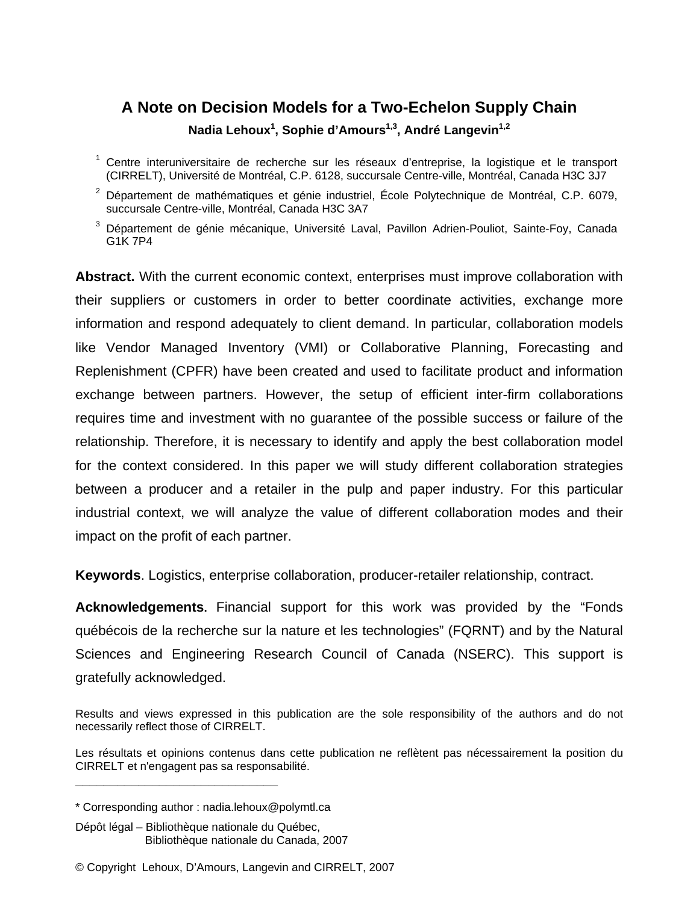# A Note on Decision Models for a Two-Echelon Supply Chain

**Nadia Lehoux[1], Sophie d'Amours[1,3], André Langevin[1,2]**

[1] Centre interuniversitaire de recherche sur les réseaux d'entreprise, la logistique et le transport (CIRRELT), Université de Montréal, C.P. 6128, succursale Centre-ville, Montréal, Canada H3C 3J7

[2] Département de mathématiques et génie industriel, École Polytechnique de Montréal, C.P. 6079, succursale Centre-ville, Montréal, Canada H3C 3A7

[3] Département de génie mécanique, Université Laval, Pavillon Adrien-Pouliot, Sainte-Foy, Canada G1K 7P4

**Abstract.** With the current economic context, enterprises must improve collaboration with their suppliers or customers in order to better coordinate activities, exchange more information and respond adequately to client demand. In particular, collaboration models like Vendor Managed Inventory (VMI) or Collaborative Planning, Forecasting and Replenishment (CPFR) have been created and used to facilitate product and information exchange between partners. However, the setup of efficient inter-firm collaborations requires time and investment with no guarantee of the possible success or failure of the relationship. Therefore, it is necessary to identify and apply the best collaboration model for the context considered. In this paper we will study different collaboration strategies between a producer and a retailer in the pulp and paper industry. For this particular industrial context, we will analyze the value of different collaboration modes and their impact on the profit of each partner.

**Keywords**. Logistics, enterprise collaboration, producer-retailer relationship, contract.

**Acknowledgements.** Financial support for this work was provided by the "Fonds québécois de la recherche sur la nature et les technologies" (FQRNT) and by the Natural Sciences and Engineering Research Council of Canada (NSERC). This support is gratefully acknowledged.

Results and views expressed in this publication are the sole responsibility of the authors and do not necessarily reflect those of CIRRELT.

Les résultats et opinions contenus dans cette publication ne reflètent pas nécessairement la position du CIRRELT et n'engagent pas sa responsabilité.

---

\* Corresponding author : nadia.lehoux@polymtl.ca

Dépôt légal – Bibliothèque nationale du Québec,
Bibliothèque nationale du Canada, 2007

© Copyright Lehoux, D'Amours, Langevin and CIRRELT, 2007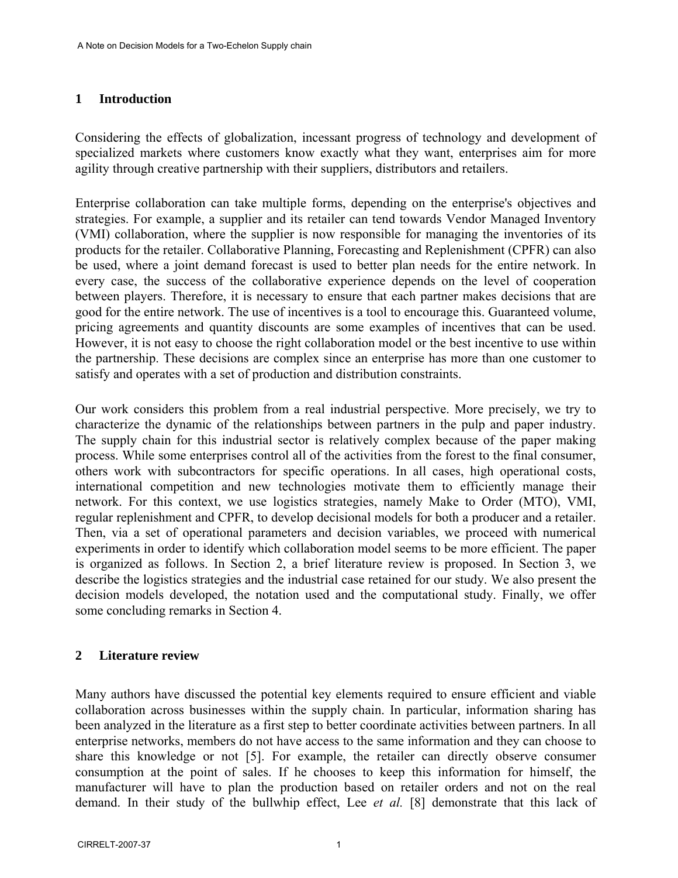## 1 Introduction

Considering the effects of globalization, incessant progress of technology and development of specialized markets where customers know exactly what they want, enterprises aim for more agility through creative partnership with their suppliers, distributors and retailers.

Enterprise collaboration can take multiple forms, depending on the enterprise's objectives and strategies. For example, a supplier and its retailer can tend towards Vendor Managed Inventory (VMI) collaboration, where the supplier is now responsible for managing the inventories of its products for the retailer. Collaborative Planning, Forecasting and Replenishment (CPFR) can also be used, where a joint demand forecast is used to better plan needs for the entire network. In every case, the success of the collaborative experience depends on the level of cooperation between players. Therefore, it is necessary to ensure that each partner makes decisions that are good for the entire network. The use of incentives is a tool to encourage this. Guaranteed volume, pricing agreements and quantity discounts are some examples of incentives that can be used. However, it is not easy to choose the right collaboration model or the best incentive to use within the partnership. These decisions are complex since an enterprise has more than one customer to satisfy and operates with a set of production and distribution constraints.

Our work considers this problem from a real industrial perspective. More precisely, we try to characterize the dynamic of the relationships between partners in the pulp and paper industry. The supply chain for this industrial sector is relatively complex because of the paper making process. While some enterprises control all of the activities from the forest to the final consumer, others work with subcontractors for specific operations. In all cases, high operational costs, international competition and new technologies motivate them to efficiently manage their network. For this context, we use logistics strategies, namely Make to Order (MTO), VMI, regular replenishment and CPFR, to develop decisional models for both a producer and a retailer. Then, via a set of operational parameters and decision variables, we proceed with numerical experiments in order to identify which collaboration model seems to be more efficient. The paper is organized as follows. In Section 2, a brief literature review is proposed. In Section 3, we describe the logistics strategies and the industrial case retained for our study. We also present the decision models developed, the notation used and the computational study. Finally, we offer some concluding remarks in Section 4.

## 2 Literature review

Many authors have discussed the potential key elements required to ensure efficient and viable collaboration across businesses within the supply chain. In particular, information sharing has been analyzed in the literature as a first step to better coordinate activities between partners. In all enterprise networks, members do not have access to the same information and they can choose to share this knowledge or not [5]. For example, the retailer can directly observe consumer consumption at the point of sales. If he chooses to keep this information for himself, the manufacturer will have to plan the production based on retailer orders and not on the real demand. In their study of the bullwhip effect, Lee *et al.* [8] demonstrate that this lack of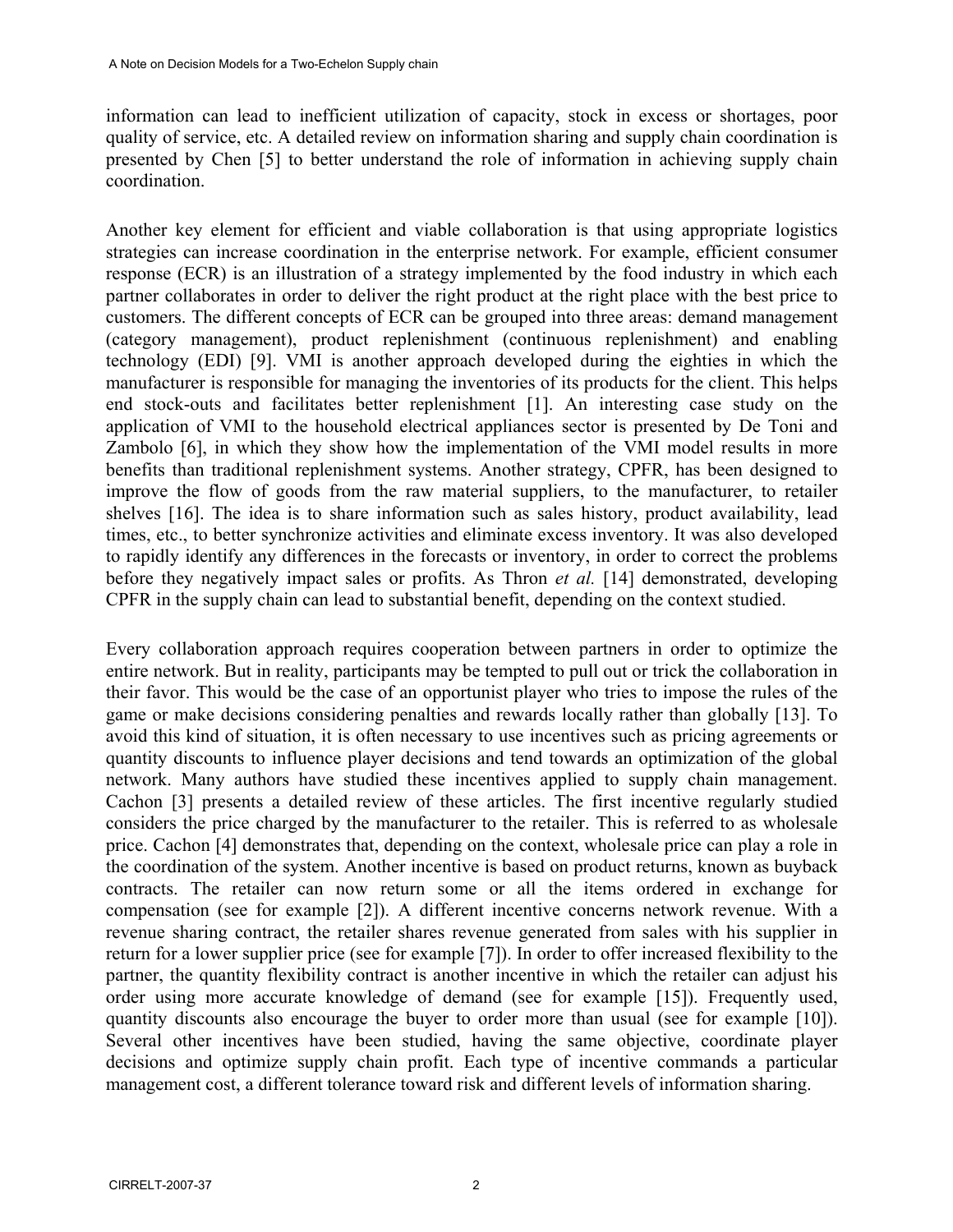information can lead to inefficient utilization of capacity, stock in excess or shortages, poor quality of service, etc. A detailed review on information sharing and supply chain coordination is presented by Chen [5] to better understand the role of information in achieving supply chain coordination.

Another key element for efficient and viable collaboration is that using appropriate logistics strategies can increase coordination in the enterprise network. For example, efficient consumer response (ECR) is an illustration of a strategy implemented by the food industry in which each partner collaborates in order to deliver the right product at the right place with the best price to customers. The different concepts of ECR can be grouped into three areas: demand management (category management), product replenishment (continuous replenishment) and enabling technology (EDI) [9]. VMI is another approach developed during the eighties in which the manufacturer is responsible for managing the inventories of its products for the client. This helps end stock-outs and facilitates better replenishment [1]. An interesting case study on the application of VMI to the household electrical appliances sector is presented by De Toni and Zambolo [6], in which they show how the implementation of the VMI model results in more benefits than traditional replenishment systems. Another strategy, CPFR, has been designed to improve the flow of goods from the raw material suppliers, to the manufacturer, to retailer shelves [16]. The idea is to share information such as sales history, product availability, lead times, etc., to better synchronize activities and eliminate excess inventory. It was also developed to rapidly identify any differences in the forecasts or inventory, in order to correct the problems before they negatively impact sales or profits. As Thron *et al.* [14] demonstrated, developing CPFR in the supply chain can lead to substantial benefit, depending on the context studied.

Every collaboration approach requires cooperation between partners in order to optimize the entire network. But in reality, participants may be tempted to pull out or trick the collaboration in their favor. This would be the case of an opportunist player who tries to impose the rules of the game or make decisions considering penalties and rewards locally rather than globally [13]. To avoid this kind of situation, it is often necessary to use incentives such as pricing agreements or quantity discounts to influence player decisions and tend towards an optimization of the global network. Many authors have studied these incentives applied to supply chain management. Cachon [3] presents a detailed review of these articles. The first incentive regularly studied considers the price charged by the manufacturer to the retailer. This is referred to as wholesale price. Cachon [4] demonstrates that, depending on the context, wholesale price can play a role in the coordination of the system. Another incentive is based on product returns, known as buyback contracts. The retailer can now return some or all the items ordered in exchange for compensation (see for example [2]). A different incentive concerns network revenue. With a revenue sharing contract, the retailer shares revenue generated from sales with his supplier in return for a lower supplier price (see for example [7]). In order to offer increased flexibility to the partner, the quantity flexibility contract is another incentive in which the retailer can adjust his order using more accurate knowledge of demand (see for example [15]). Frequently used, quantity discounts also encourage the buyer to order more than usual (see for example [10]). Several other incentives have been studied, having the same objective, coordinate player decisions and optimize supply chain profit. Each type of incentive commands a particular management cost, a different tolerance toward risk and different levels of information sharing.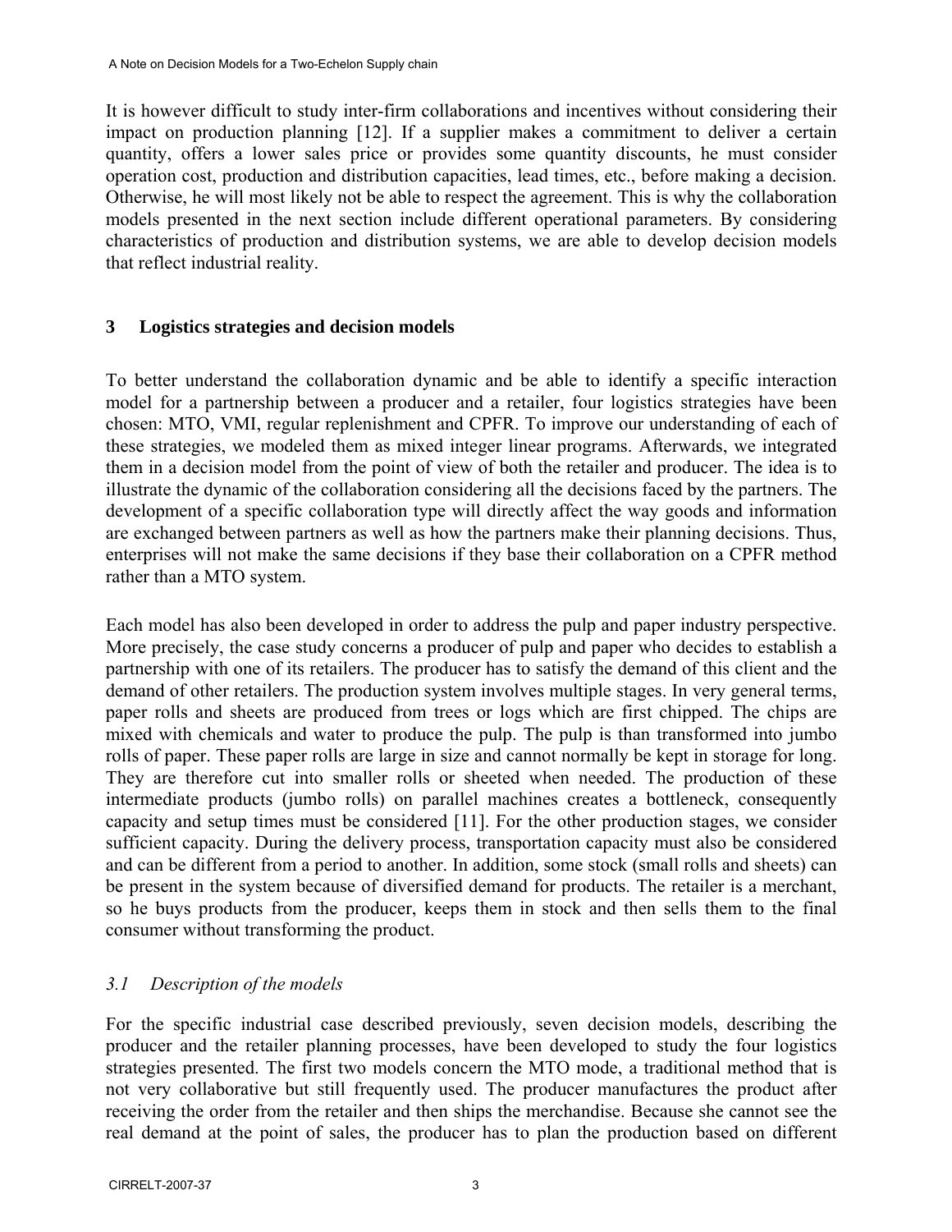It is however difficult to study inter-firm collaborations and incentives without considering their impact on production planning [12]. If a supplier makes a commitment to deliver a certain quantity, offers a lower sales price or provides some quantity discounts, he must consider operation cost, production and distribution capacities, lead times, etc., before making a decision. Otherwise, he will most likely not be able to respect the agreement. This is why the collaboration models presented in the next section include different operational parameters. By considering characteristics of production and distribution systems, we are able to develop decision models that reflect industrial reality.

## 3 Logistics strategies and decision models

To better understand the collaboration dynamic and be able to identify a specific interaction model for a partnership between a producer and a retailer, four logistics strategies have been chosen: MTO, VMI, regular replenishment and CPFR. To improve our understanding of each of these strategies, we modeled them as mixed integer linear programs. Afterwards, we integrated them in a decision model from the point of view of both the retailer and producer. The idea is to illustrate the dynamic of the collaboration considering all the decisions faced by the partners. The development of a specific collaboration type will directly affect the way goods and information are exchanged between partners as well as how the partners make their planning decisions. Thus, enterprises will not make the same decisions if they base their collaboration on a CPFR method rather than a MTO system.

Each model has also been developed in order to address the pulp and paper industry perspective. More precisely, the case study concerns a producer of pulp and paper who decides to establish a partnership with one of its retailers. The producer has to satisfy the demand of this client and the demand of other retailers. The production system involves multiple stages. In very general terms, paper rolls and sheets are produced from trees or logs which are first chipped. The chips are mixed with chemicals and water to produce the pulp. The pulp is than transformed into jumbo rolls of paper. These paper rolls are large in size and cannot normally be kept in storage for long. They are therefore cut into smaller rolls or sheeted when needed. The production of these intermediate products (jumbo rolls) on parallel machines creates a bottleneck, consequently capacity and setup times must be considered [11]. For the other production stages, we consider sufficient capacity. During the delivery process, transportation capacity must also be considered and can be different from a period to another. In addition, some stock (small rolls and sheets) can be present in the system because of diversified demand for products. The retailer is a merchant, so he buys products from the producer, keeps them in stock and then sells them to the final consumer without transforming the product.

### *3.1 Description of the models*

For the specific industrial case described previously, seven decision models, describing the producer and the retailer planning processes, have been developed to study the four logistics strategies presented. The first two models concern the MTO mode, a traditional method that is not very collaborative but still frequently used. The producer manufactures the product after receiving the order from the retailer and then ships the merchandise. Because she cannot see the real demand at the point of sales, the producer has to plan the production based on different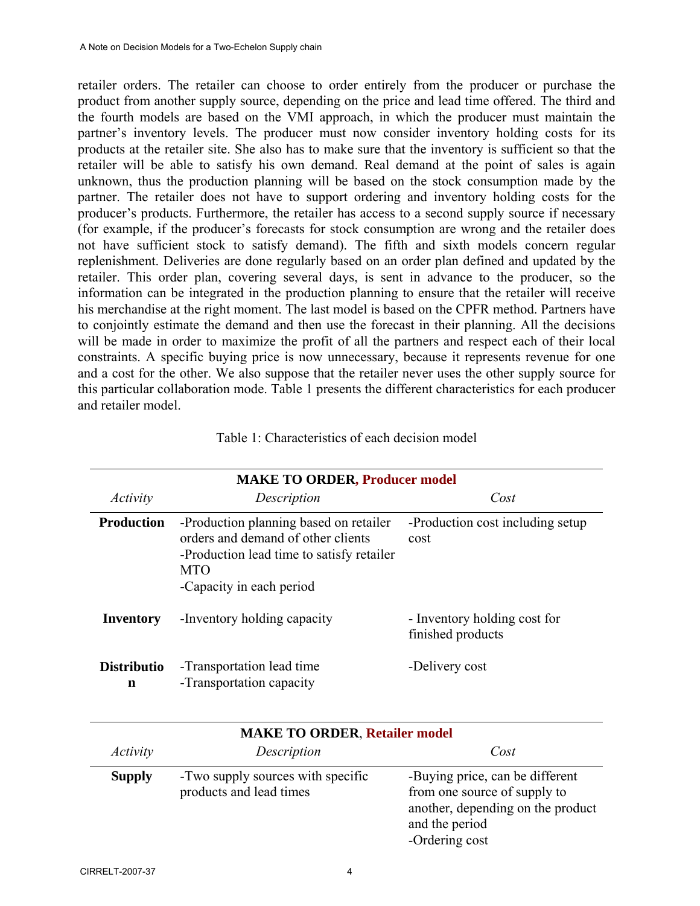retailer orders. The retailer can choose to order entirely from the producer or purchase the product from another supply source, depending on the price and lead time offered. The third and the fourth models are based on the VMI approach, in which the producer must maintain the partner's inventory levels. The producer must now consider inventory holding costs for its products at the retailer site. She also has to make sure that the inventory is sufficient so that the retailer will be able to satisfy his own demand. Real demand at the point of sales is again unknown, thus the production planning will be based on the stock consumption made by the partner. The retailer does not have to support ordering and inventory holding costs for the producer's products. Furthermore, the retailer has access to a second supply source if necessary (for example, if the producer's forecasts for stock consumption are wrong and the retailer does not have sufficient stock to satisfy demand). The fifth and sixth models concern regular replenishment. Deliveries are done regularly based on an order plan defined and updated by the retailer. This order plan, covering several days, is sent in advance to the producer, so the information can be integrated in the production planning to ensure that the retailer will receive his merchandise at the right moment. The last model is based on the CPFR method. Partners have to conjointly estimate the demand and then use the forecast in their planning. All the decisions will be made in order to maximize the profit of all the partners and respect each of their local constraints. A specific buying price is now unnecessary, because it represents revenue for one and a cost for the other. We also suppose that the retailer never uses the other supply source for this particular collaboration mode. Table 1 presents the different characteristics for each producer and retailer model.

Table 1: Characteristics of each decision model

| **MAKE TO ORDER, Producer model** | | |
|---|---|---|
| *Activity* | *Description* | *Cost* |
| **Production** | -Production planning based on retailer orders and demand of other clients<br>-Production lead time to satisfy retailer MTO<br>-Capacity in each period | -Production cost including setup cost |
| **Inventory** | -Inventory holding capacity | - Inventory holding cost for finished products |
| **Distribution** | -Transportation lead time<br>-Transportation capacity | -Delivery cost |

| **MAKE TO ORDER, Retailer model** | | |
|---|---|---|
| *Activity* | *Description* | *Cost* |
| **Supply** | -Two supply sources with specific products and lead times | -Buying price, can be different from one source of supply to another, depending on the product and the period<br>-Ordering cost |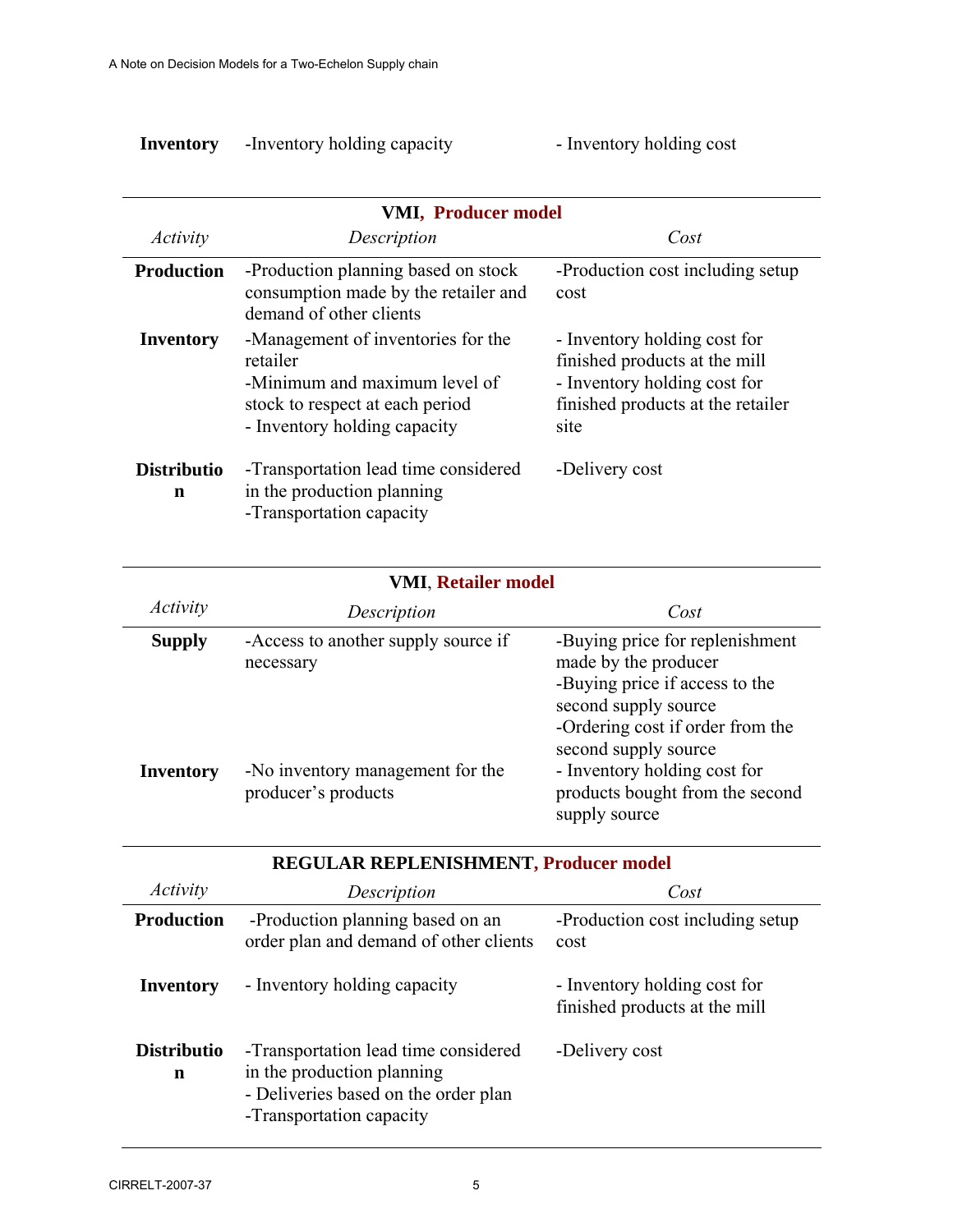| Inventory | -Inventory holding capacity | - Inventory holding cost |
|---|---|---|

| **VMI, Producer model** | | |
|---|---|---|
| *Activity* | *Description* | *Cost* |
| **Production** | -Production planning based on stock consumption made by the retailer and demand of other clients | -Production cost including setup cost |
| **Inventory** | -Management of inventories for the retailer<br>-Minimum and maximum level of stock to respect at each period<br>- Inventory holding capacity | - Inventory holding cost for finished products at the mill<br>- Inventory holding cost for finished products at the retailer site |
| **Distribution** | -Transportation lead time considered in the production planning<br>-Transportation capacity | -Delivery cost |

| **VMI, Retailer model** | | |
|---|---|---|
| *Activity* | *Description* | *Cost* |
| **Supply** | -Access to another supply source if necessary | -Buying price for replenishment made by the producer<br>-Buying price if access to the second supply source<br>-Ordering cost if order from the second supply source |
| **Inventory** | -No inventory management for the producer's products | - Inventory holding cost for products bought from the second supply source |

| **REGULAR REPLENISHMENT, Producer model** | | |
|---|---|---|
| *Activity* | *Description* | *Cost* |
| **Production** | -Production planning based on an order plan and demand of other clients | -Production cost including setup cost |
| **Inventory** | - Inventory holding capacity | - Inventory holding cost for finished products at the mill |
| **Distribution** | -Transportation lead time considered in the production planning<br>- Deliveries based on the order plan<br>-Transportation capacity | -Delivery cost |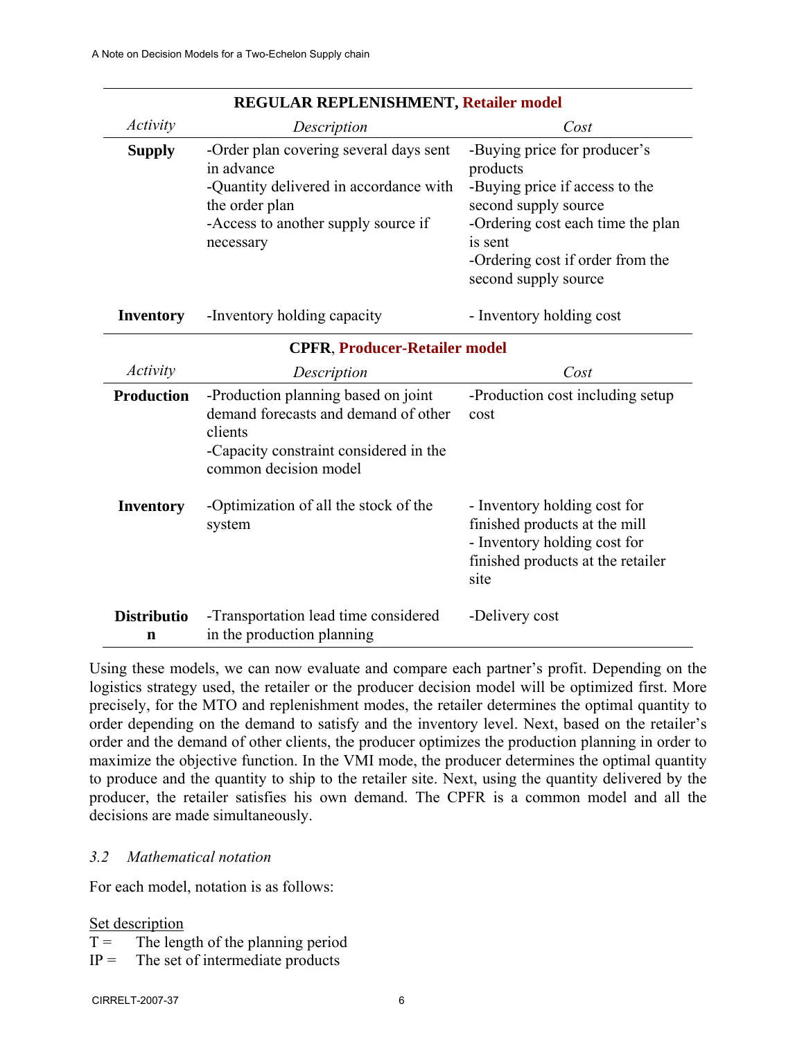| REGULAR REPLENISHMENT, **Retailer model** | | |
|---|---|---|
| *Activity* | *Description* | *Cost* |
| **Supply** | -Order plan covering several days sent in advance<br>-Quantity delivered in accordance with the order plan<br>-Access to another supply source if necessary | -Buying price for producer's products<br>-Buying price if access to the second supply source<br>-Ordering cost each time the plan is sent<br>-Ordering cost if order from the second supply source |
| **Inventory** | -Inventory holding capacity | - Inventory holding cost |

| **CPFR**, **Producer-Retailer model** | | |
|---|---|---|
| *Activity* | *Description* | *Cost* |
| **Production** | -Production planning based on joint demand forecasts and demand of other clients<br>-Capacity constraint considered in the common decision model | -Production cost including setup cost |
| **Inventory** | -Optimization of all the stock of the system | - Inventory holding cost for finished products at the mill<br>- Inventory holding cost for finished products at the retailer site |
| **Distribution** | -Transportation lead time considered in the production planning | -Delivery cost |

Using these models, we can now evaluate and compare each partner's profit. Depending on the logistics strategy used, the retailer or the producer decision model will be optimized first. More precisely, for the MTO and replenishment modes, the retailer determines the optimal quantity to order depending on the demand to satisfy and the inventory level. Next, based on the retailer's order and the demand of other clients, the producer optimizes the production planning in order to maximize the objective function. In the VMI mode, the producer determines the optimal quantity to produce and the quantity to ship to the retailer site. Next, using the quantity delivered by the producer, the retailer satisfies his own demand. The CPFR is a common model and all the decisions are made simultaneously.

### *3.2 Mathematical notation*

For each model, notation is as follows:

<u>Set description</u>

T = The length of the planning period

IP = The set of intermediate products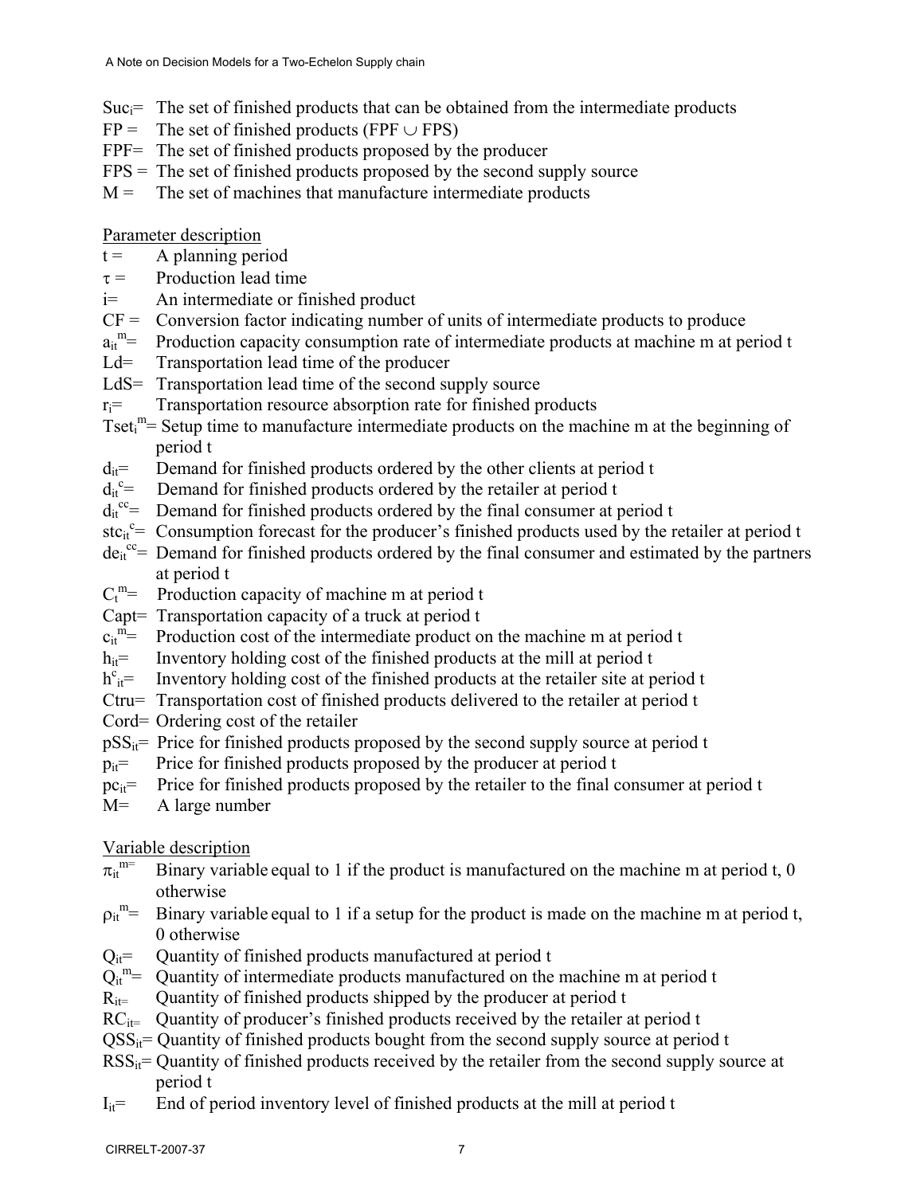$Suc_i$= The set of finished products that can be obtained from the intermediate products

$FP$ = The set of finished products ($FPF \cup FPS$)

$FPF$= The set of finished products proposed by the producer

$FPS$ = The set of finished products proposed by the second supply source

$M$ = The set of machines that manufacture intermediate products

Parameter description

$t$ = A planning period

$\tau$ = Production lead time

$i$= An intermediate or finished product

$CF$ = Conversion factor indicating number of units of intermediate products to produce

$a_{it}^{m}$= Production capacity consumption rate of intermediate products at machine m at period t

$Ld$= Transportation lead time of the producer

$LdS$= Transportation lead time of the second supply source

$r_i$= Transportation resource absorption rate for finished products

$Tset_i^{m}$= Setup time to manufacture intermediate products on the machine m at the beginning of period t

$d_{it}$= Demand for finished products ordered by the other clients at period t

$d_{it}^{c}$= Demand for finished products ordered by the retailer at period t

$d_{it}^{cc}$= Demand for finished products ordered by the final consumer at period t

$stc_{it}^{c}$= Consumption forecast for the producer's finished products used by the retailer at period t

$de_{it}^{cc}$= Demand for finished products ordered by the final consumer and estimated by the partners at period t

$C_t^{m}$= Production capacity of machine m at period t

$Capt$= Transportation capacity of a truck at period t

$c_{it}^{m}$= Production cost of the intermediate product on the machine m at period t

$h_{it}$= Inventory holding cost of the finished products at the mill at period t

$h^{c}_{it}$= Inventory holding cost of the finished products at the retailer site at period t

$Ctru$= Transportation cost of finished products delivered to the retailer at period t

$Cord$= Ordering cost of the retailer

$pSS_{it}$= Price for finished products proposed by the second supply source at period t

$p_{it}$= Price for finished products proposed by the producer at period t

$pc_{it}$= Price for finished products proposed by the retailer to the final consumer at period t

$M$= A large number

Variable description

$\pi_{it}^{m}$= Binary variable equal to 1 if the product is manufactured on the machine m at period t, 0 otherwise

$\rho_{it}^{m}$= Binary variable equal to 1 if a setup for the product is made on the machine m at period t, 0 otherwise

$Q_{it}$= Quantity of finished products manufactured at period t

$Q_{it}^{m}$= Quantity of intermediate products manufactured on the machine m at period t

$R_{it}$= Quantity of finished products shipped by the producer at period t

$RC_{it}$= Quantity of producer's finished products received by the retailer at period t

$QSS_{it}$= Quantity of finished products bought from the second supply source at period t

$RSS_{it}$= Quantity of finished products received by the retailer from the second supply source at period t

$I_{it}$= End of period inventory level of finished products at the mill at period t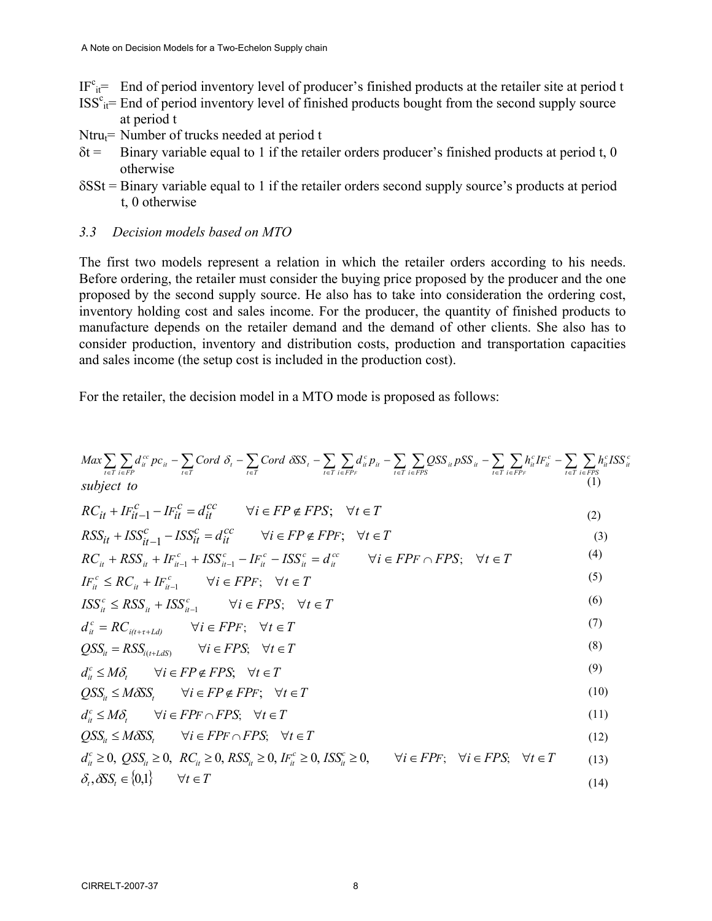$IF^c_{it}$= End of period inventory level of producer's finished products at the retailer site at period t

$ISS^c_{it}$= End of period inventory level of finished products bought from the second supply source at period t

$Ntru_t$= Number of trucks needed at period t

$\delta t$ = Binary variable equal to 1 if the retailer orders producer's finished products at period t, 0 otherwise

$\delta SSt$ = Binary variable equal to 1 if the retailer orders second supply source's products at period t, 0 otherwise

### *3.3 Decision models based on MTO*

The first two models represent a relation in which the retailer orders according to his needs. Before ordering, the retailer must consider the buying price proposed by the producer and the one proposed by the second supply source. He also has to take into consideration the ordering cost, inventory holding cost and sales income. For the producer, the quantity of finished products to manufacture depends on the retailer demand and the demand of other clients. She also has to consider production, inventory and distribution costs, production and transportation capacities and sales income (the setup cost is included in the production cost).

For the retailer, the decision model in a MTO mode is proposed as follows:

$$Max \sum_{t\in T}\sum_{i\in FP} d^{cc}_{it} pc_{it} - \sum_{t\in T} Cord\ \delta_t - \sum_{t\in T} Cord\ \delta SS_t - \sum_{t\in T}\sum_{i\in FP_F} d^c_{it} p_{it} - \sum_{t\in T}\sum_{i\in FPS} QSS_{it} pSS_{it} - \sum_{t\in T}\sum_{i\in FP_F} h^c_{it} IF^c_{it} - \sum_{t\in T}\sum_{i\in FPS} h^c_{it} ISS^c_{it} \quad (1)$$

*subject to*

$$RC_{it} + IF^c_{it-1} - IF^c_{it} = d^{cc}_{it} \qquad \forall i \in FP \notin FPS;\quad \forall t \in T \quad (2)$$

$$RSS_{it} + ISS^c_{it-1} - ISS^c_{it} = d^{cc}_{it} \qquad \forall i \in FP \notin FP_F;\quad \forall t \in T \quad (3)$$

$$RC_{it} + RSS_{it} + IF^c_{it-1} + ISS^c_{it-1} - IF^c_{it} - ISS^c_{it} = d^{cc}_{it} \qquad \forall i \in FP_F \cap FPS;\quad \forall t \in T \quad (4)$$

$$IF^c_{it} \le RC_{it} + IF^c_{it-1} \qquad \forall i \in FP_F;\quad \forall t \in T \quad (5)$$

$$ISS^c_{it} \le RSS_{it} + ISS^c_{it-1} \qquad \forall i \in FPS;\quad \forall t \in T \quad (6)$$

$$d^c_{it} = RC_{i(t+\tau+Ld)} \qquad \forall i \in FP_F;\quad \forall t \in T \quad (7)$$

$$QSS_{it} = RSS_{i(t+LdS)} \qquad \forall i \in FPS;\quad \forall t \in T \quad (8)$$

$$d^c_{it} \le M\delta_t \qquad \forall i \in FP \notin FPS;\quad \forall t \in T \quad (9)$$

$$QSS_{it} \le M\delta SS_t \qquad \forall i \in FP \notin FP_F;\quad \forall t \in T \quad (10)$$

$$d^c_{it} \le M\delta_t \qquad \forall i \in FP_F \cap FPS;\quad \forall t \in T \quad (11)$$

$$QSS_{it} \le M\delta SS_t \qquad \forall i \in FP_F \cap FPS;\quad \forall t \in T \quad (12)$$

$$d^c_{it} \ge 0,\ QSS_{it} \ge 0,\ RC_{it} \ge 0, RSS_{it} \ge 0, IF^c_{it} \ge 0, ISS^c_{it} \ge 0, \qquad \forall i \in FP_F;\quad \forall i \in FPS;\quad \forall t \in T \quad (13)$$

$$\delta_t, \delta SS_t \in \{0,1\} \qquad \forall t \in T \quad (14)$$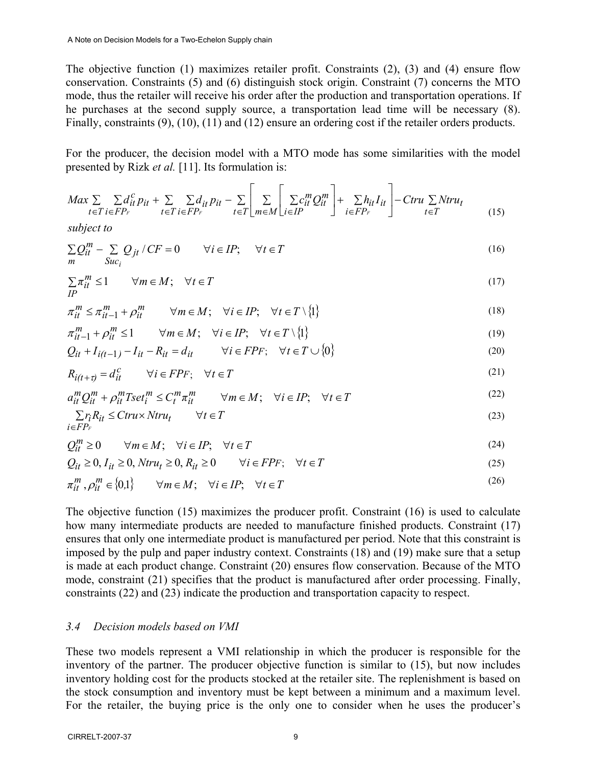The objective function (1) maximizes retailer profit. Constraints (2), (3) and (4) ensure flow conservation. Constraints (5) and (6) distinguish stock origin. Constraint (7) concerns the MTO mode, thus the retailer will receive his order after the production and transportation operations. If he purchases at the second supply source, a transportation lead time will be necessary (8). Finally, constraints (9), (10), (11) and (12) ensure an ordering cost if the retailer orders products.

For the producer, the decision model with a MTO mode has some similarities with the model presented by Rizk *et al.* [11]. Its formulation is:

$$Max \sum_{t \in T} \sum_{i \in FP_F} d_{it}^c p_{it} + \sum_{t \in T} \sum_{i \in FP_F} d_{it} p_{it} - \sum_{t \in T} \left[ \sum_{m \in M} \left[ \sum_{i \in IP} c_{it}^m Q_{it}^m \right] + \sum_{i \in FP_F} h_{it} I_{it} \right] - Ctru \sum_{t \in T} Ntru_t \tag{15}$$

*subject to*

$$\sum_m Q_{it}^m - \sum_{Suc_i} Q_{jt} / CF = 0 \qquad \forall i \in IP; \quad \forall t \in T \tag{16}$$

$$\sum_{IP} \pi_{it}^m \leq 1 \qquad \forall m \in M; \quad \forall t \in T \tag{17}$$

$$\pi_{it}^m \leq \pi_{it-1}^m + \rho_{it}^m \qquad \forall m \in M; \quad \forall i \in IP; \quad \forall t \in T \setminus \{1\} \tag{18}$$

$$\pi_{it-1}^m + \rho_{it}^m \leq 1 \qquad \forall m \in M; \quad \forall i \in IP; \quad \forall t \in T \setminus \{1\} \tag{19}$$

$$Q_{it} + I_{i(t-1)} - I_{it} - R_{it} = d_{it} \qquad \forall i \in FP_F; \quad \forall t \in T \cup \{0\} \tag{20}$$

$$R_{i(t+\tau)} = d_{it}^c \qquad \forall i \in FP_F; \quad \forall t \in T \tag{21}$$

$$a_{it}^m Q_{it}^m + \rho_{it}^m Tset_i^m \leq C_t^m \pi_{it}^m \qquad \forall m \in M; \quad \forall i \in IP; \quad \forall t \in T \tag{22}$$

$$\sum_{i \in FP_F} r_i R_{it} \leq Ctru \times Ntru_t \qquad \forall t \in T \tag{23}$$

$$Q_{it}^m \geq 0 \qquad \forall m \in M; \quad \forall i \in IP; \quad \forall t \in T \tag{24}$$

$$Q_{it} \geq 0, I_{it} \geq 0, Ntru_t \geq 0, R_{it} \geq 0 \qquad \forall i \in FP_F; \quad \forall t \in T \tag{25}$$

$$\pi_{it}^m, \rho_{it}^m \in \{0,1\} \qquad \forall m \in M; \quad \forall i \in IP; \quad \forall t \in T \tag{26}$$

The objective function (15) maximizes the producer profit. Constraint (16) is used to calculate how many intermediate products are needed to manufacture finished products. Constraint (17) ensures that only one intermediate product is manufactured per period. Note that this constraint is imposed by the pulp and paper industry context. Constraints (18) and (19) make sure that a setup is made at each product change. Constraint (20) ensures flow conservation. Because of the MTO mode, constraint (21) specifies that the product is manufactured after order processing. Finally, constraints (22) and (23) indicate the production and transportation capacity to respect.

### 3.4 Decision models based on VMI

These two models represent a VMI relationship in which the producer is responsible for the inventory of the partner. The producer objective function is similar to (15), but now includes inventory holding cost for the products stocked at the retailer site. The replenishment is based on the stock consumption and inventory must be kept between a minimum and a maximum level. For the retailer, the buying price is the only one to consider when he uses the producer's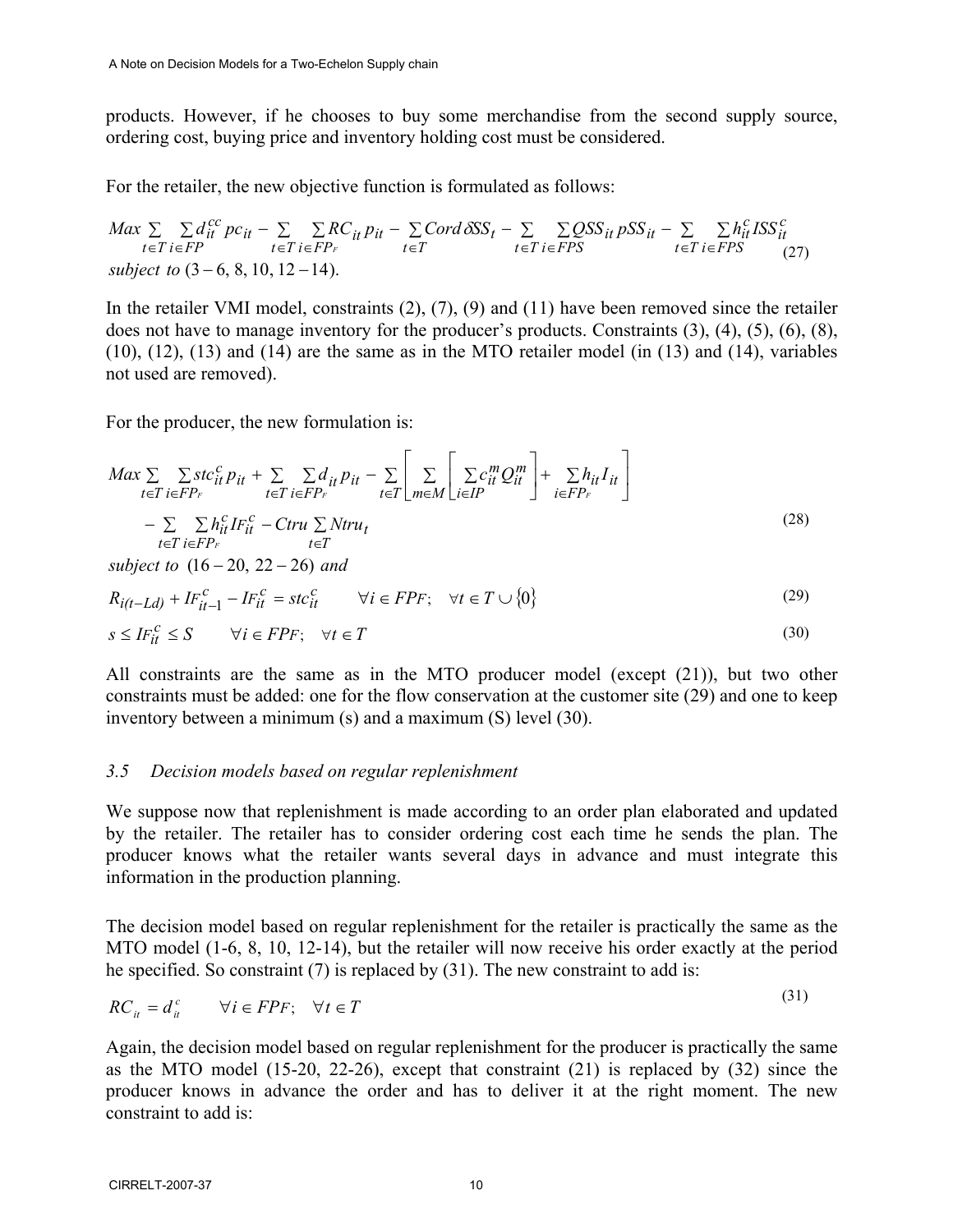products. However, if he chooses to buy some merchandise from the second supply source, ordering cost, buying price and inventory holding cost must be considered.

For the retailer, the new objective function is formulated as follows:

$$Max \sum_{t \in T} \sum_{i \in FP} d_{it}^{cc} pc_{it} - \sum_{t \in T} \sum_{i \in FP_F} RC_{it} p_{it} - \sum_{t \in T} Cord\, \delta SS_t - \sum_{t \in T} \sum_{i \in FPS} QSS_{it} pSS_{it} - \sum_{t \in T} \sum_{i \in FPS} h_{it}^{c} ISS_{it}^{c} \tag{27}$$

*subject to* (3 – 6, 8, 10, 12 – 14).

In the retailer VMI model, constraints (2), (7), (9) and (11) have been removed since the retailer does not have to manage inventory for the producer's products. Constraints (3), (4), (5), (6), (8), (10), (12), (13) and (14) are the same as in the MTO retailer model (in (13) and (14), variables not used are removed).

For the producer, the new formulation is:

$$\begin{aligned} Max \sum_{t \in T} \sum_{i \in FP_F} stc_{it}^{c} p_{it} + \sum_{t \in T} \sum_{i \in FP_F} d_{it} p_{it} - \sum_{t \in T} \left[ \sum_{m \in M} \left[ \sum_{i \in IP} c_{it}^{m} Q_{it}^{m} \right] + \sum_{i \in FP_F} h_{it} I_{it} \right] \\ - \sum_{t \in T} \sum_{i \in FP_F} h_{it}^{c} IF_{it}^{c} - Ctru \sum_{t \in T} Ntru_t \end{aligned} \tag{28}$$

*subject to* (16 – 20, 22 – 26) *and*

$$R_{i(t-Ld)} + IF_{it-1}^{c} - IF_{it}^{c} = stc_{it}^{c} \qquad \forall i \in FP_F; \quad \forall t \in T \cup \{0\} \tag{29}$$

$$s \le IF_{it}^{c} \le S \qquad \forall i \in FP_F; \quad \forall t \in T \tag{30}$$

All constraints are the same as in the MTO producer model (except (21)), but two other constraints must be added: one for the flow conservation at the customer site (29) and one to keep inventory between a minimum (s) and a maximum (S) level (30).

### *3.5 Decision models based on regular replenishment*

We suppose now that replenishment is made according to an order plan elaborated and updated by the retailer. The retailer has to consider ordering cost each time he sends the plan. The producer knows what the retailer wants several days in advance and must integrate this information in the production planning.

The decision model based on regular replenishment for the retailer is practically the same as the MTO model (1-6, 8, 10, 12-14), but the retailer will now receive his order exactly at the period he specified. So constraint (7) is replaced by (31). The new constraint to add is:

$$RC_{it} = d_{it}^{c} \qquad \forall i \in FP_F; \quad \forall t \in T \tag{31}$$

Again, the decision model based on regular replenishment for the producer is practically the same as the MTO model (15-20, 22-26), except that constraint (21) is replaced by (32) since the producer knows in advance the order and has to deliver it at the right moment. The new constraint to add is: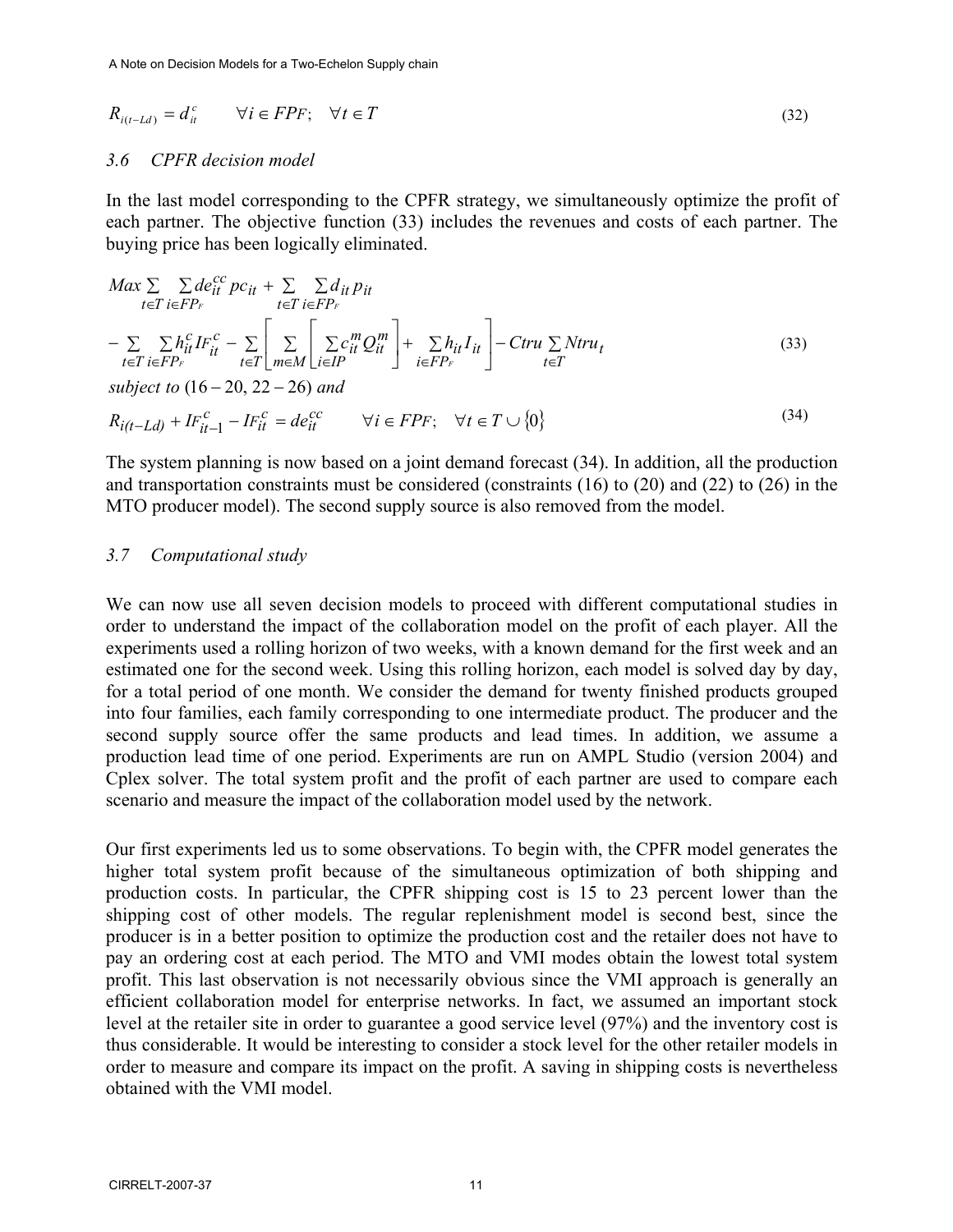$$R_{i(t-Ld)} = d_{it}^{c} \qquad \forall i \in FPF; \quad \forall t \in T \tag{32}$$

### 3.6 CPFR decision model

In the last model corresponding to the CPFR strategy, we simultaneously optimize the profit of each partner. The objective function (33) includes the revenues and costs of each partner. The buying price has been logically eliminated.

$$\begin{aligned} Max \sum_{t \in T} \sum_{i \in FP_F} de_{it}^{cc} pc_{it} &+ \sum_{t \in T} \sum_{i \in FP_F} d_{it} p_{it} \\ - \sum_{t \in T} \sum_{i \in FP_F} h_{it}^{c} IF_{it}^{c} &- \sum_{t \in T} \left[ \sum_{m \in M} \left[ \sum_{i \in IP} c_{it}^{m} Q_{it}^{m} \right] + \sum_{i \in FP_F} h_{it} I_{it} \right] - Ctru \sum_{t \in T} Ntru_t \end{aligned} \tag{33}$$

*subject to* $(16-20, 22-26)$ *and*

$$R_{i(t-Ld)} + IF_{it-1}^{c} - IF_{it}^{c} = de_{it}^{cc} \qquad \forall i \in FPF; \quad \forall t \in T \cup \{0\} \tag{34}$$

The system planning is now based on a joint demand forecast (34). In addition, all the production and transportation constraints must be considered (constraints (16) to (20) and (22) to (26) in the MTO producer model). The second supply source is also removed from the model.

### 3.7 Computational study

We can now use all seven decision models to proceed with different computational studies in order to understand the impact of the collaboration model on the profit of each player. All the experiments used a rolling horizon of two weeks, with a known demand for the first week and an estimated one for the second week. Using this rolling horizon, each model is solved day by day, for a total period of one month. We consider the demand for twenty finished products grouped into four families, each family corresponding to one intermediate product. The producer and the second supply source offer the same products and lead times. In addition, we assume a production lead time of one period. Experiments are run on AMPL Studio (version 2004) and Cplex solver. The total system profit and the profit of each partner are used to compare each scenario and measure the impact of the collaboration model used by the network.

Our first experiments led us to some observations. To begin with, the CPFR model generates the higher total system profit because of the simultaneous optimization of both shipping and production costs. In particular, the CPFR shipping cost is 15 to 23 percent lower than the shipping cost of other models. The regular replenishment model is second best, since the producer is in a better position to optimize the production cost and the retailer does not have to pay an ordering cost at each period. The MTO and VMI modes obtain the lowest total system profit. This last observation is not necessarily obvious since the VMI approach is generally an efficient collaboration model for enterprise networks. In fact, we assumed an important stock level at the retailer site in order to guarantee a good service level (97%) and the inventory cost is thus considerable. It would be interesting to consider a stock level for the other retailer models in order to measure and compare its impact on the profit. A saving in shipping costs is nevertheless obtained with the VMI model.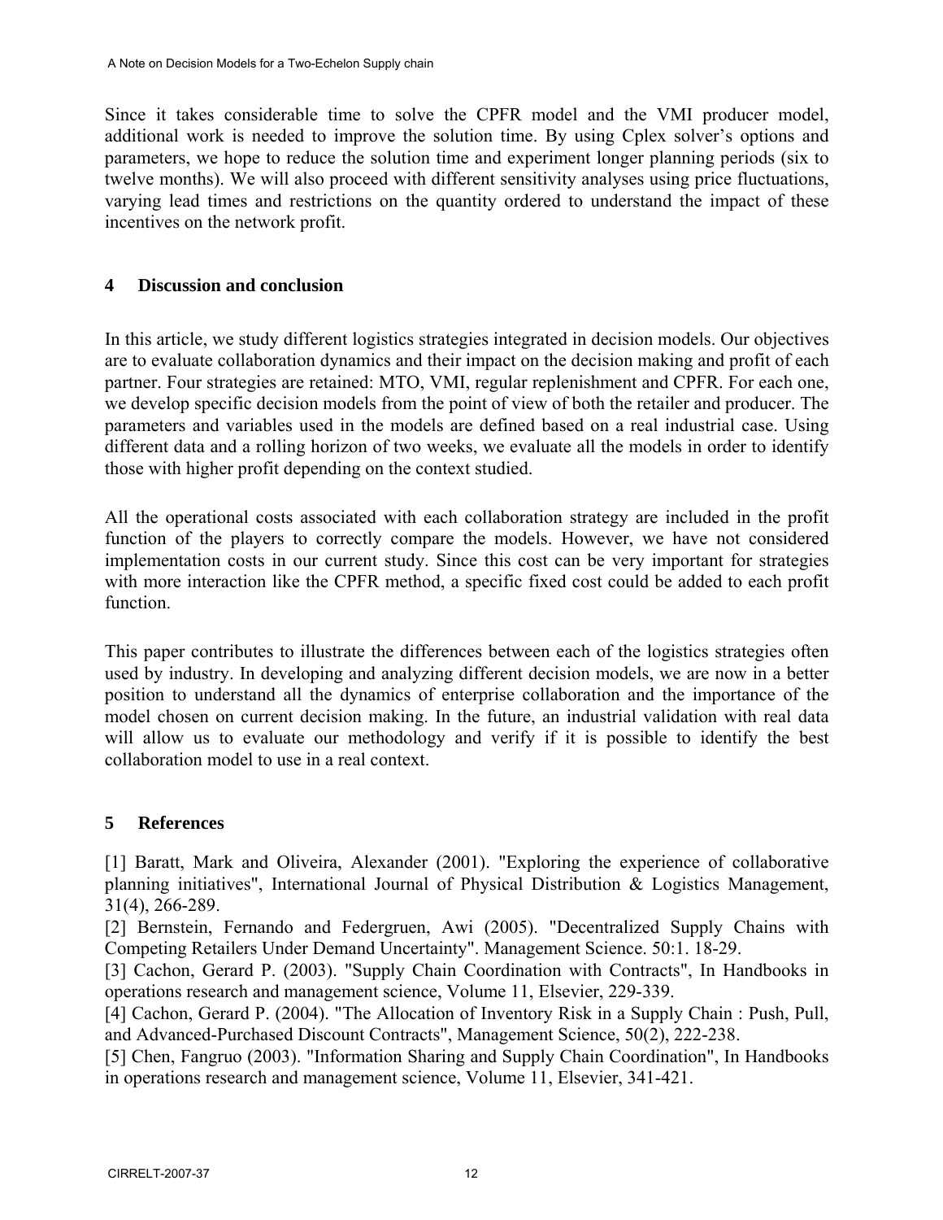Since it takes considerable time to solve the CPFR model and the VMI producer model, additional work is needed to improve the solution time. By using Cplex solver's options and parameters, we hope to reduce the solution time and experiment longer planning periods (six to twelve months). We will also proceed with different sensitivity analyses using price fluctuations, varying lead times and restrictions on the quantity ordered to understand the impact of these incentives on the network profit.

## 4 Discussion and conclusion

In this article, we study different logistics strategies integrated in decision models. Our objectives are to evaluate collaboration dynamics and their impact on the decision making and profit of each partner. Four strategies are retained: MTO, VMI, regular replenishment and CPFR. For each one, we develop specific decision models from the point of view of both the retailer and producer. The parameters and variables used in the models are defined based on a real industrial case. Using different data and a rolling horizon of two weeks, we evaluate all the models in order to identify those with higher profit depending on the context studied.

All the operational costs associated with each collaboration strategy are included in the profit function of the players to correctly compare the models. However, we have not considered implementation costs in our current study. Since this cost can be very important for strategies with more interaction like the CPFR method, a specific fixed cost could be added to each profit function.

This paper contributes to illustrate the differences between each of the logistics strategies often used by industry. In developing and analyzing different decision models, we are now in a better position to understand all the dynamics of enterprise collaboration and the importance of the model chosen on current decision making. In the future, an industrial validation with real data will allow us to evaluate our methodology and verify if it is possible to identify the best collaboration model to use in a real context.

## 5 References

[1] Baratt, Mark and Oliveira, Alexander (2001). "Exploring the experience of collaborative planning initiatives", International Journal of Physical Distribution & Logistics Management, 31(4), 266-289.

[2] Bernstein, Fernando and Federgruen, Awi (2005). "Decentralized Supply Chains with Competing Retailers Under Demand Uncertainty". Management Science. 50:1. 18-29.

[3] Cachon, Gerard P. (2003). "Supply Chain Coordination with Contracts", In Handbooks in operations research and management science, Volume 11, Elsevier, 229-339.

[4] Cachon, Gerard P. (2004). "The Allocation of Inventory Risk in a Supply Chain : Push, Pull, and Advanced-Purchased Discount Contracts", Management Science, 50(2), 222-238.

[5] Chen, Fangruo (2003). "Information Sharing and Supply Chain Coordination", In Handbooks in operations research and management science, Volume 11, Elsevier, 341-421.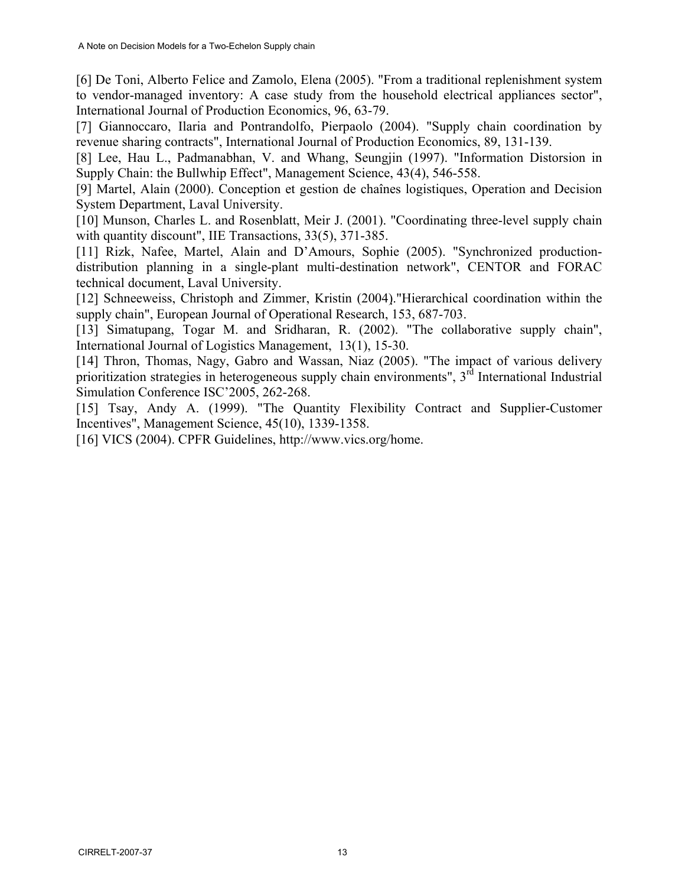[6] De Toni, Alberto Felice and Zamolo, Elena (2005). "From a traditional replenishment system to vendor-managed inventory: A case study from the household electrical appliances sector", International Journal of Production Economics, 96, 63-79.

[7] Giannoccaro, Ilaria and Pontrandolfo, Pierpaolo (2004). "Supply chain coordination by revenue sharing contracts", International Journal of Production Economics, 89, 131-139.

[8] Lee, Hau L., Padmanabhan, V. and Whang, Seungjin (1997). "Information Distorsion in Supply Chain: the Bullwhip Effect", Management Science, 43(4), 546-558.

[9] Martel, Alain (2000). Conception et gestion de chaînes logistiques, Operation and Decision System Department, Laval University.

[10] Munson, Charles L. and Rosenblatt, Meir J. (2001). "Coordinating three-level supply chain with quantity discount", IIE Transactions, 33(5), 371-385.

[11] Rizk, Nafee, Martel, Alain and D'Amours, Sophie (2005). "Synchronized production-distribution planning in a single-plant multi-destination network", CENTOR and FORAC technical document, Laval University.

[12] Schneeweiss, Christoph and Zimmer, Kristin (2004)."Hierarchical coordination within the supply chain", European Journal of Operational Research, 153, 687-703.

[13] Simatupang, Togar M. and Sridharan, R. (2002). "The collaborative supply chain", International Journal of Logistics Management, 13(1), 15-30.

[14] Thron, Thomas, Nagy, Gabro and Wassan, Niaz (2005). "The impact of various delivery prioritization strategies in heterogeneous supply chain environments", 3rd International Industrial Simulation Conference ISC'2005, 262-268.

[15] Tsay, Andy A. (1999). "The Quantity Flexibility Contract and Supplier-Customer Incentives", Management Science, 45(10), 1339-1358.

[16] VICS (2004). CPFR Guidelines, http://www.vics.org/home.